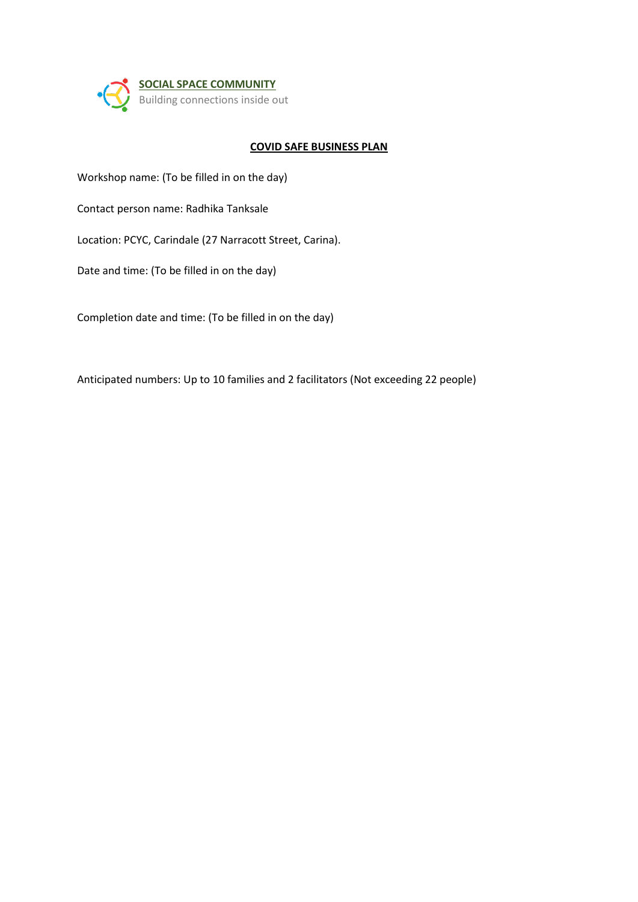**SOCIAL SPACE COMMUNITY**
Building connections inside out

# COVID SAFE BUSINESS PLAN

Workshop name: (To be filled in on the day)

Contact person name: Radhika Tanksale

Location: PCYC, Carindale (27 Narracott Street, Carina).

Date and time: (To be filled in on the day)

Completion date and time: (To be filled in on the day)

Anticipated numbers: Up to 10 families and 2 facilitators (Not exceeding 22 people)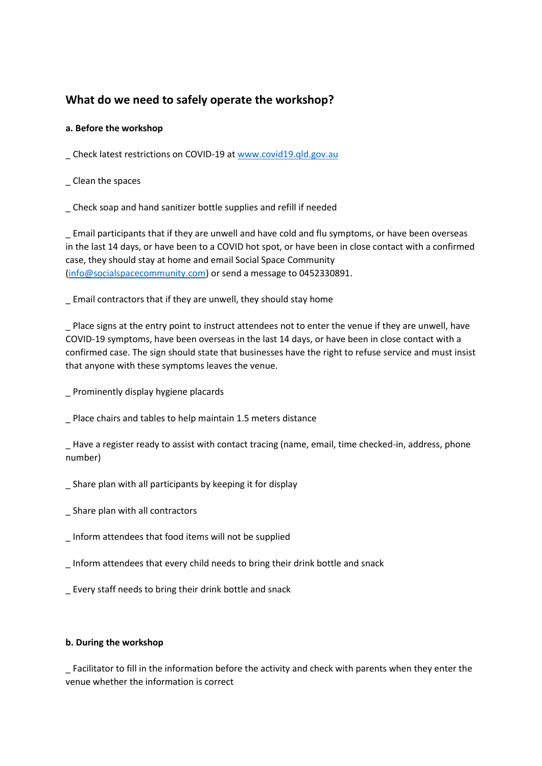## What do we need to safely operate the workshop?

**a. Before the workshop**

_ Check latest restrictions on COVID-19 at [www.covid19.qld.gov.au](http://www.covid19.qld.gov.au)

_ Clean the spaces

_ Check soap and hand sanitizer bottle supplies and refill if needed

_ Email participants that if they are unwell and have cold and flu symptoms, or have been overseas in the last 14 days, or have been to a COVID hot spot, or have been in close contact with a confirmed case, they should stay at home and email Social Space Community ([info@socialspacecommunity.com](mailto:info@socialspacecommunity.com)) or send a message to 0452330891.

_ Email contractors that if they are unwell, they should stay home

_ Place signs at the entry point to instruct attendees not to enter the venue if they are unwell, have COVID-19 symptoms, have been overseas in the last 14 days, or have been in close contact with a confirmed case. The sign should state that businesses have the right to refuse service and must insist that anyone with these symptoms leaves the venue.

_ Prominently display hygiene placards

_ Place chairs and tables to help maintain 1.5 meters distance

_ Have a register ready to assist with contact tracing (name, email, time checked-in, address, phone number)

_ Share plan with all participants by keeping it for display

_ Share plan with all contractors

_ Inform attendees that food items will not be supplied

_ Inform attendees that every child needs to bring their drink bottle and snack

_ Every staff needs to bring their drink bottle and snack

**b. During the workshop**

_ Facilitator to fill in the information before the activity and check with parents when they enter the venue whether the information is correct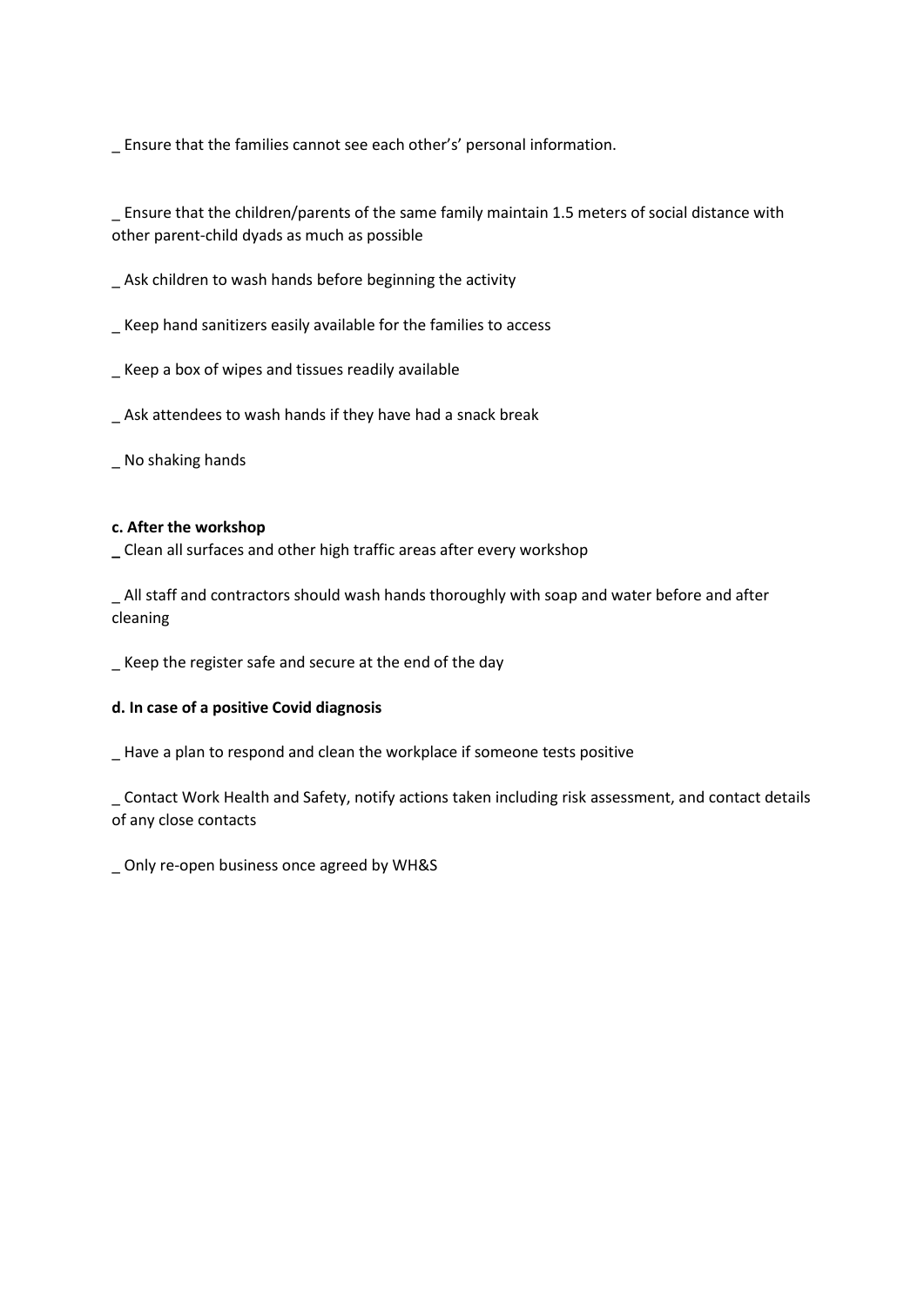_ Ensure that the families cannot see each other's' personal information.

_ Ensure that the children/parents of the same family maintain 1.5 meters of social distance with other parent-child dyads as much as possible

_ Ask children to wash hands before beginning the activity

_ Keep hand sanitizers easily available for the families to access

_ Keep a box of wipes and tissues readily available

_ Ask attendees to wash hands if they have had a snack break

_ No shaking hands

**c. After the workshop**

_ Clean all surfaces and other high traffic areas after every workshop

_ All staff and contractors should wash hands thoroughly with soap and water before and after cleaning

_ Keep the register safe and secure at the end of the day

**d. In case of a positive Covid diagnosis**

_ Have a plan to respond and clean the workplace if someone tests positive

_ Contact Work Health and Safety, notify actions taken including risk assessment, and contact details of any close contacts

_ Only re-open business once agreed by WH&S